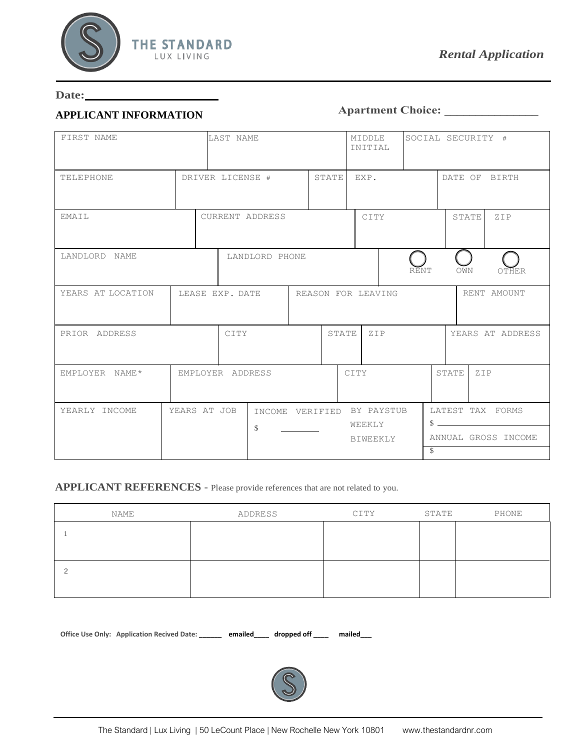THE STANDARD
LUX LIVING

*Rental Application*

**Date:** ______________________

## APPLICANT INFORMATION

**Apartment Choice:** _______________

| FIRST NAME | LAST NAME | MIDDLE INITIAL | SOCIAL SECURITY # |
|---|---|---|---|
| | | | |

| TELEPHONE | DRIVER LICENSE # | STATE | EXP. | DATE OF BIRTH |
|---|---|---|---|---|
| | | | | |

| EMAIL | CURRENT ADDRESS | CITY | STATE | ZIP |
|---|---|---|---|---|
| | | | | |

| LANDLORD NAME | LANDLORD PHONE | ◯ RENT ◯ OWN ◯ OTHER |
|---|---|---|
| | | |

| YEARS AT LOCATION | LEASE EXP. DATE | REASON FOR LEAVING | RENT AMOUNT |
|---|---|---|---|
| | | | |

| PRIOR ADDRESS | CITY | STATE | ZIP | YEARS AT ADDRESS |
|---|---|---|---|---|
| | | | | |

| EMPLOYER NAME* | EMPLOYER ADDRESS | CITY | STATE | ZIP |
|---|---|---|---|---|
| | | | | |

| YEARLY INCOME | YEARS AT JOB | INCOME VERIFIED BY PAYSTUB | LATEST TAX FORMS |
|---|---|---|---|
| | | $ ________ WEEKLY BIWEEKLY | $ ________ ANNUAL GROSS INCOME $ |

## APPLICANT REFERENCES - Please provide references that are not related to you.

| NAME | ADDRESS | CITY | STATE | PHONE |
|---|---|---|---|---|
| 1 | | | | |
| 2 | | | | |

**Office Use Only: Application Recived Date: ______ emailed____ dropped off ____ mailed___**

The Standard | Lux Living | 50 LeCount Place | New Rochelle New York 10801 www.thestandardnr.com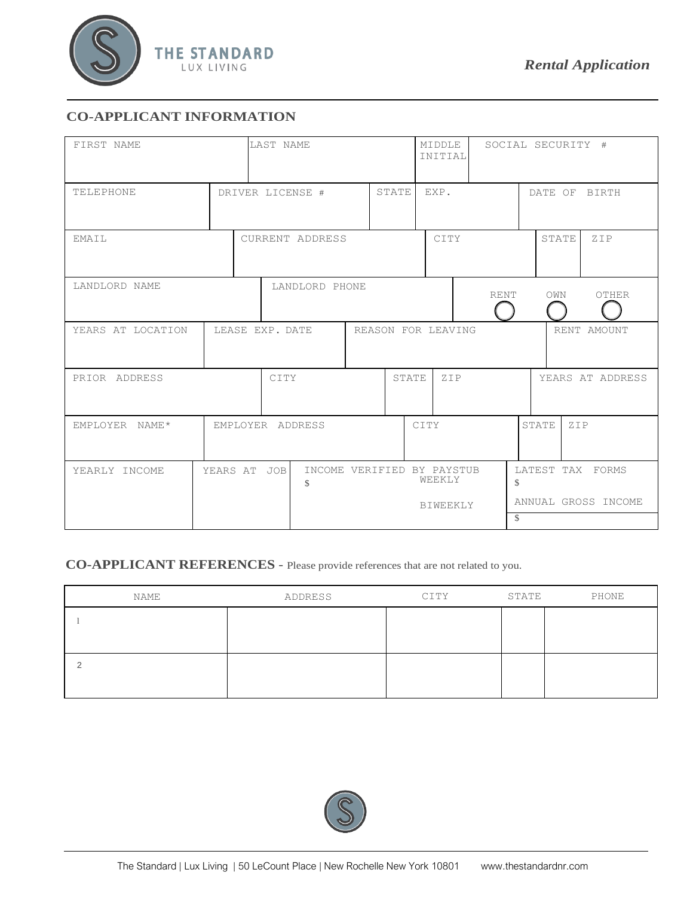THE STANDARD
LUX LIVING

*Rental Application*

## CO-APPLICANT INFORMATION

| FIRST NAME | LAST NAME | MIDDLE INITIAL | SOCIAL SECURITY # |
|---|---|---|---|
| | | | |

| TELEPHONE | DRIVER LICENSE # | STATE | EXP. | DATE OF BIRTH |
|---|---|---|---|---|
| | | | | |

| EMAIL | CURRENT ADDRESS | CITY | STATE | ZIP |
|---|---|---|---|---|
| | | | | |

| LANDLORD NAME | LANDLORD PHONE | RENT ◯ OWN ◯ OTHER ◯ |
|---|---|---|
| | | |

| YEARS AT LOCATION | LEASE EXP. DATE | REASON FOR LEAVING | RENT AMOUNT |
|---|---|---|---|
| | | | |

| PRIOR ADDRESS | CITY | STATE | ZIP | YEARS AT ADDRESS |
|---|---|---|---|---|
| | | | | |

| EMPLOYER NAME* | EMPLOYER ADDRESS | CITY | STATE | ZIP |
|---|---|---|---|---|
| | | | | |

| YEARLY INCOME | YEARS AT JOB | INCOME VERIFIED BY PAYSTUB | LATEST TAX FORMS |
|---|---|---|---|
| | | $ WEEKLY / BIWEEKLY | $ |
| | | | ANNUAL GROSS INCOME $ |

## CO-APPLICANT REFERENCES - Please provide references that are not related to you.

| NAME | ADDRESS | CITY | STATE | PHONE |
|---|---|---|---|---|
| 1 | | | | |
| 2 | | | | |

The Standard | Lux Living | 50 LeCount Place | New Rochelle New York 10801 www.thestandardnr.com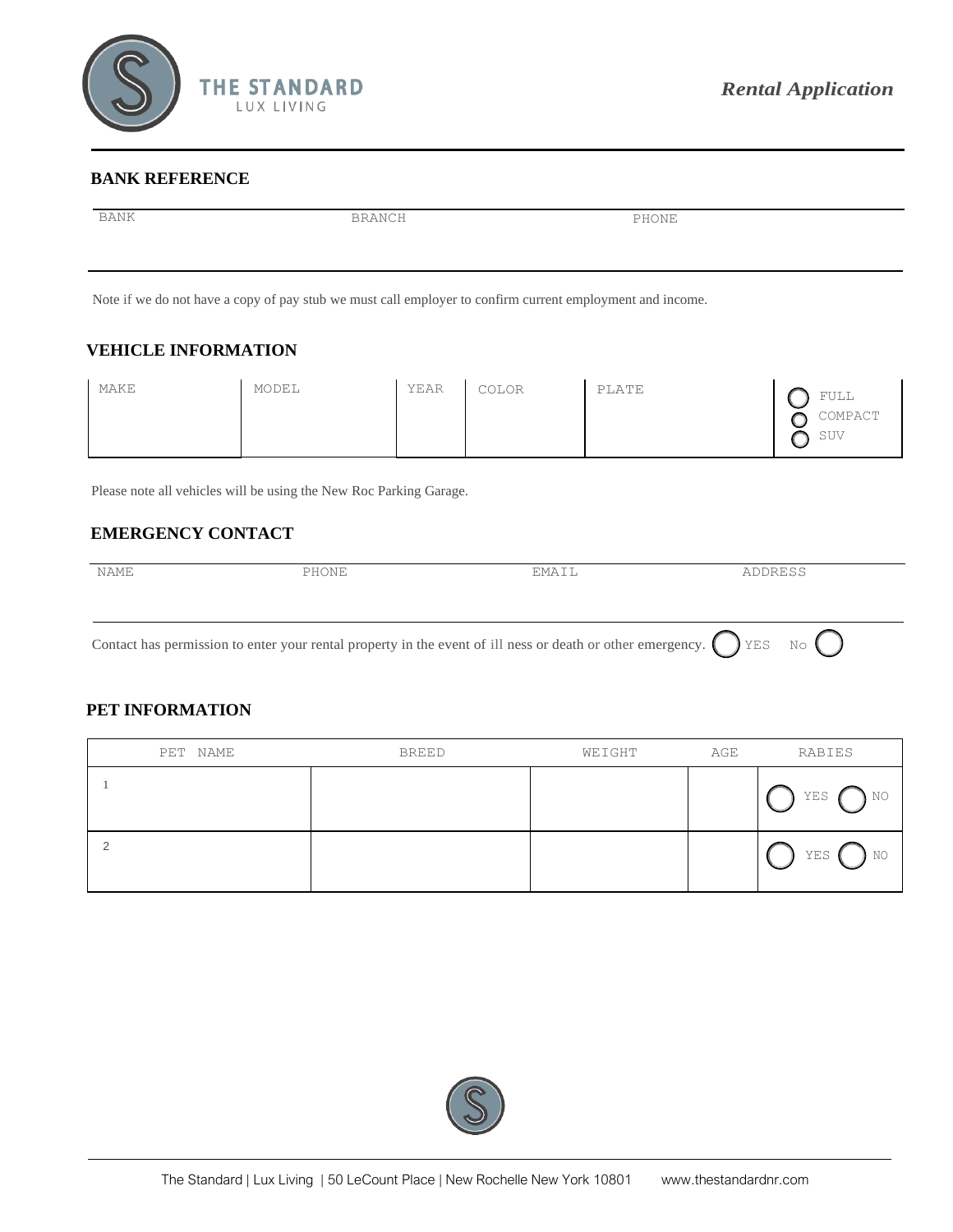THE STANDARD
LUX LIVING

*Rental Application*

## BANK REFERENCE

| BANK | BRANCH | PHONE |
|---|---|---|
| | | |

Note if we do not have a copy of pay stub we must call employer to confirm current employment and income.

## VEHICLE INFORMATION

| MAKE | MODEL | YEAR | COLOR | PLATE | ◯ FULL ◯ COMPACT ◯ SUV |
|---|---|---|---|---|---|
| | | | | | |

Please note all vehicles will be using the New Roc Parking Garage.

## EMERGENCY CONTACT

| NAME | PHONE | EMAIL | ADDRESS |
|---|---|---|---|
| | | | |

Contact has permission to enter your rental property in the event of ill ness or death or other emergency. ◯ YES No ◯

## PET INFORMATION

| PET NAME | BREED | WEIGHT | AGE | RABIES |
|---|---|---|---|---|
| 1 | | | | ◯ YES ◯ NO |
| 2 | | | | ◯ YES ◯ NO |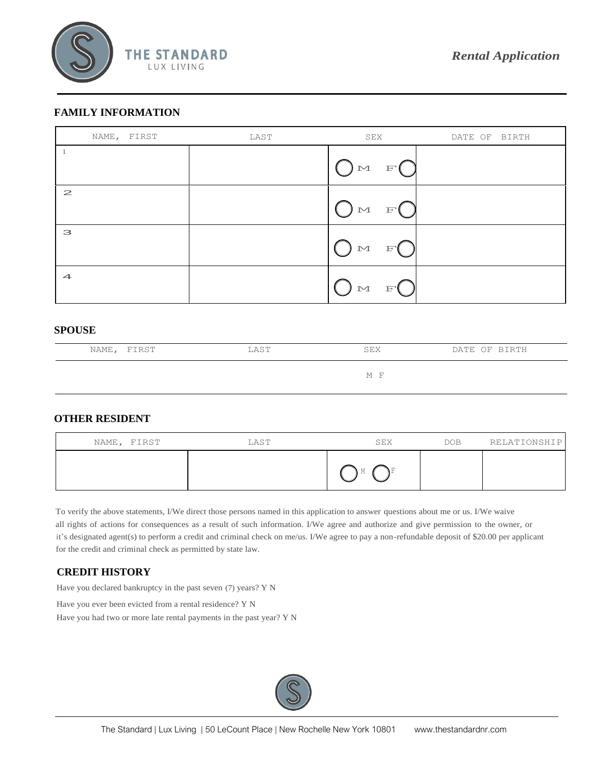# THE STANDARD
LUX LIVING

***Rental Application***

## FAMILY INFORMATION

| NAME, FIRST | LAST | SEX | DATE OF BIRTH |
|---|---|---|---|
| 1 | | M F | |
| 2 | | M F | |
| 3 | | M F | |
| 4 | | M F | |

## SPOUSE

| NAME, FIRST | LAST | SEX | DATE OF BIRTH |
|---|---|---|---|
| | | M F | |

## OTHER RESIDENT

| NAME, FIRST | LAST | SEX | DOB | RELATIONSHIP |
|---|---|---|---|---|
| | | M F | | |

To verify the above statements, I/We direct those persons named in this application to answer questions about me or us. I/We waive all rights of actions for consequences as a result of such information. I/We agree and authorize and give permission to the owner, or it's designated agent(s) to perform a credit and criminal check on me/us. I/We agree to pay a non-refundable deposit of $20.00 per applicant for the credit and criminal check as permitted by state law.

## CREDIT HISTORY

Have you declared bankruptcy in the past seven (7) years? Y N

Have you ever been evicted from a rental residence? Y N

Have you had two or more late rental payments in the past year? Y N

The Standard | Lux Living | 50 LeCount Place | New Rochelle New York 10801 www.thestandardnr.com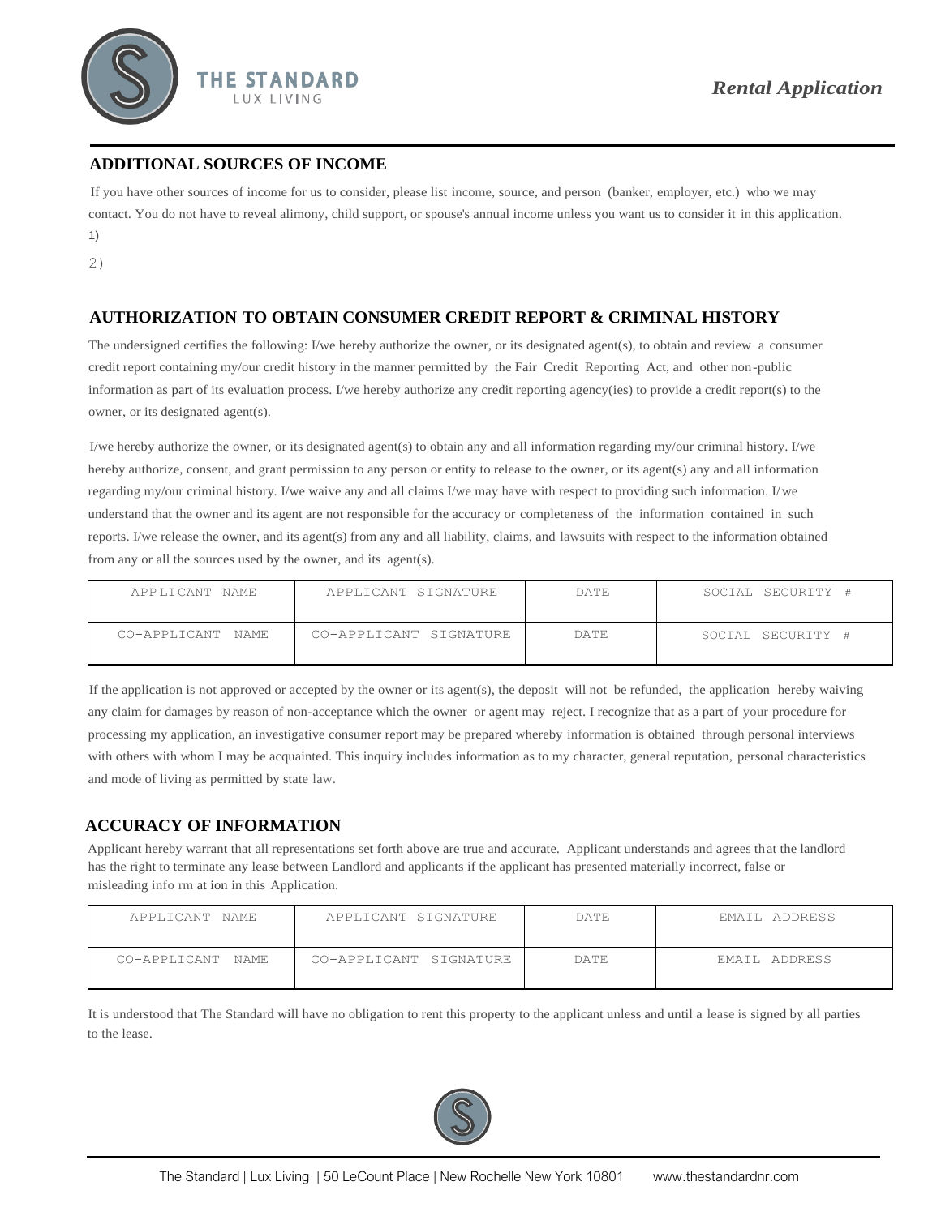**THE STANDARD**
LUX LIVING

*Rental Application*

## ADDITIONAL SOURCES OF INCOME

If you have other sources of income for us to consider, please list income, source, and person (banker, employer, etc.) who we may contact. You do not have to reveal alimony, child support, or spouse's annual income unless you want us to consider it in this application.

1)

2)

## AUTHORIZATION TO OBTAIN CONSUMER CREDIT REPORT & CRIMINAL HISTORY

The undersigned certifies the following: I/we hereby authorize the owner, or its designated agent(s), to obtain and review a consumer credit report containing my/our credit history in the manner permitted by the Fair Credit Reporting Act, and other non-public information as part of its evaluation process. I/we hereby authorize any credit reporting agency(ies) to provide a credit report(s) to the owner, or its designated agent(s).

I/we hereby authorize the owner, or its designated agent(s) to obtain any and all information regarding my/our criminal history. I/we hereby authorize, consent, and grant permission to any person or entity to release to the owner, or its agent(s) any and all information regarding my/our criminal history. I/we waive any and all claims I/we may have with respect to providing such information. I/we understand that the owner and its agent are not responsible for the accuracy or completeness of the information contained in such reports. I/we release the owner, and its agent(s) from any and all liability, claims, and lawsuits with respect to the information obtained from any or all the sources used by the owner, and its agent(s).

| | | | |
|---|---|---|---|
| APPLICANT NAME | APPLICANT SIGNATURE | DATE | SOCIAL SECURITY # |
| CO-APPLICANT NAME | CO-APPLICANT SIGNATURE | DATE | SOCIAL SECURITY # |

If the application is not approved or accepted by the owner or its agent(s), the deposit will not be refunded, the application hereby waiving any claim for damages by reason of non-acceptance which the owner or agent may reject. I recognize that as a part of your procedure for processing my application, an investigative consumer report may be prepared whereby information is obtained through personal interviews with others with whom I may be acquainted. This inquiry includes information as to my character, general reputation, personal characteristics and mode of living as permitted by state law.

## ACCURACY OF INFORMATION

Applicant hereby warrant that all representations set forth above are true and accurate. Applicant understands and agrees that the landlord has the right to terminate any lease between Landlord and applicants if the applicant has presented materially incorrect, false or misleading info rm at ion in this Application.

| | | | |
|---|---|---|---|
| APPLICANT NAME | APPLICANT SIGNATURE | DATE | EMAIL ADDRESS |
| CO-APPLICANT NAME | CO-APPLICANT SIGNATURE | DATE | EMAIL ADDRESS |

It is understood that The Standard will have no obligation to rent this property to the applicant unless and until a lease is signed by all parties to the lease.

The Standard | Lux Living | 50 LeCount Place | New Rochelle New York 10801 www.thestandardnr.com